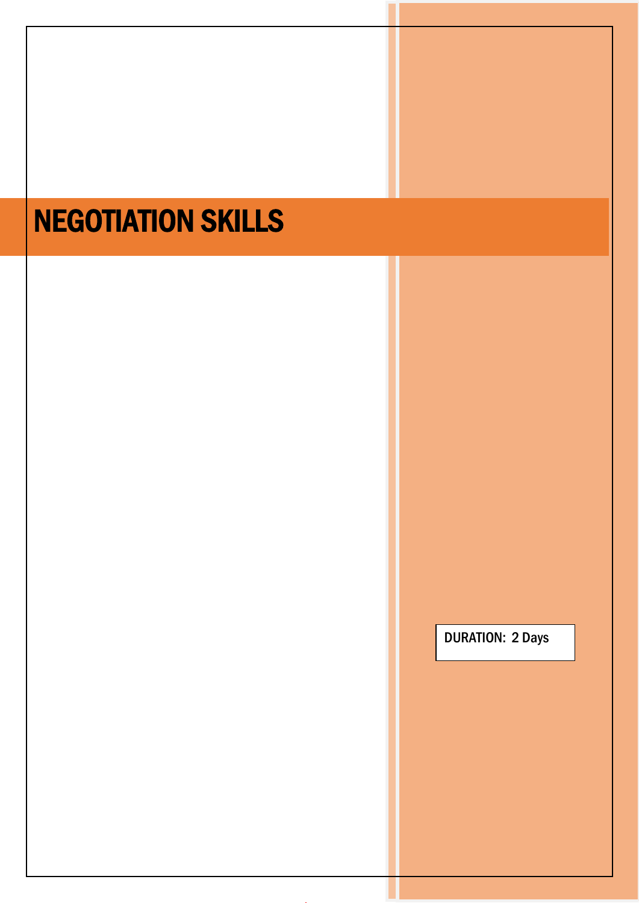# NEGOTIATION SKILLS

DURATION: 2 Days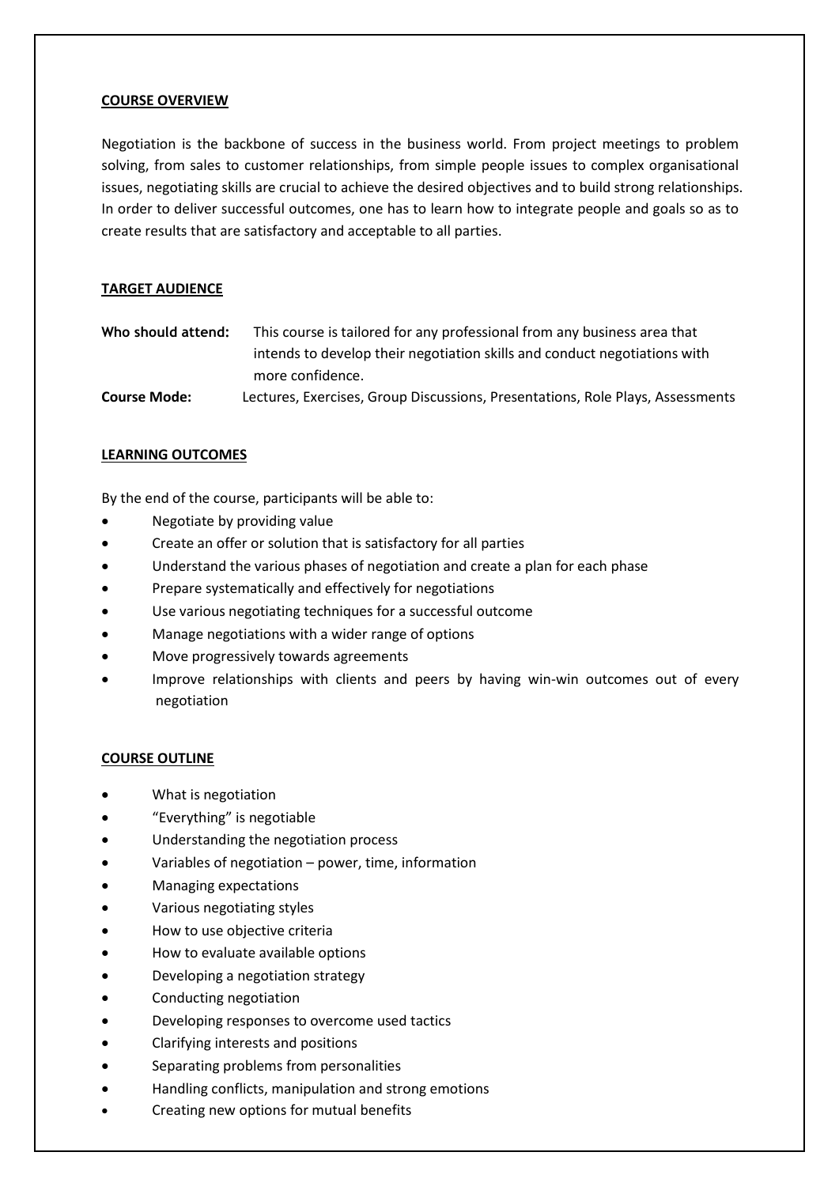## COURSE OVERVIEW

Negotiation is the backbone of success in the business world. From project meetings to problem solving, from sales to customer relationships, from simple people issues to complex organisational issues, negotiating skills are crucial to achieve the desired objectives and to build strong relationships. In order to deliver successful outcomes, one has to learn how to integrate people and goals so as to create results that are satisfactory and acceptable to all parties.

## TARGET AUDIENCE

**Who should attend:** This course is tailored for any professional from any business area that intends to develop their negotiation skills and conduct negotiations with more confidence.

**Course Mode:** Lectures, Exercises, Group Discussions, Presentations, Role Plays, Assessments

## LEARNING OUTCOMES

By the end of the course, participants will be able to:

- Negotiate by providing value
- Create an offer or solution that is satisfactory for all parties
- Understand the various phases of negotiation and create a plan for each phase
- Prepare systematically and effectively for negotiations
- Use various negotiating techniques for a successful outcome
- Manage negotiations with a wider range of options
- Move progressively towards agreements
- Improve relationships with clients and peers by having win-win outcomes out of every negotiation

## COURSE OUTLINE

- What is negotiation
- "Everything" is negotiable
- Understanding the negotiation process
- Variables of negotiation – power, time, information
- Managing expectations
- Various negotiating styles
- How to use objective criteria
- How to evaluate available options
- Developing a negotiation strategy
- Conducting negotiation
- Developing responses to overcome used tactics
- Clarifying interests and positions
- Separating problems from personalities
- Handling conflicts, manipulation and strong emotions
- Creating new options for mutual benefits